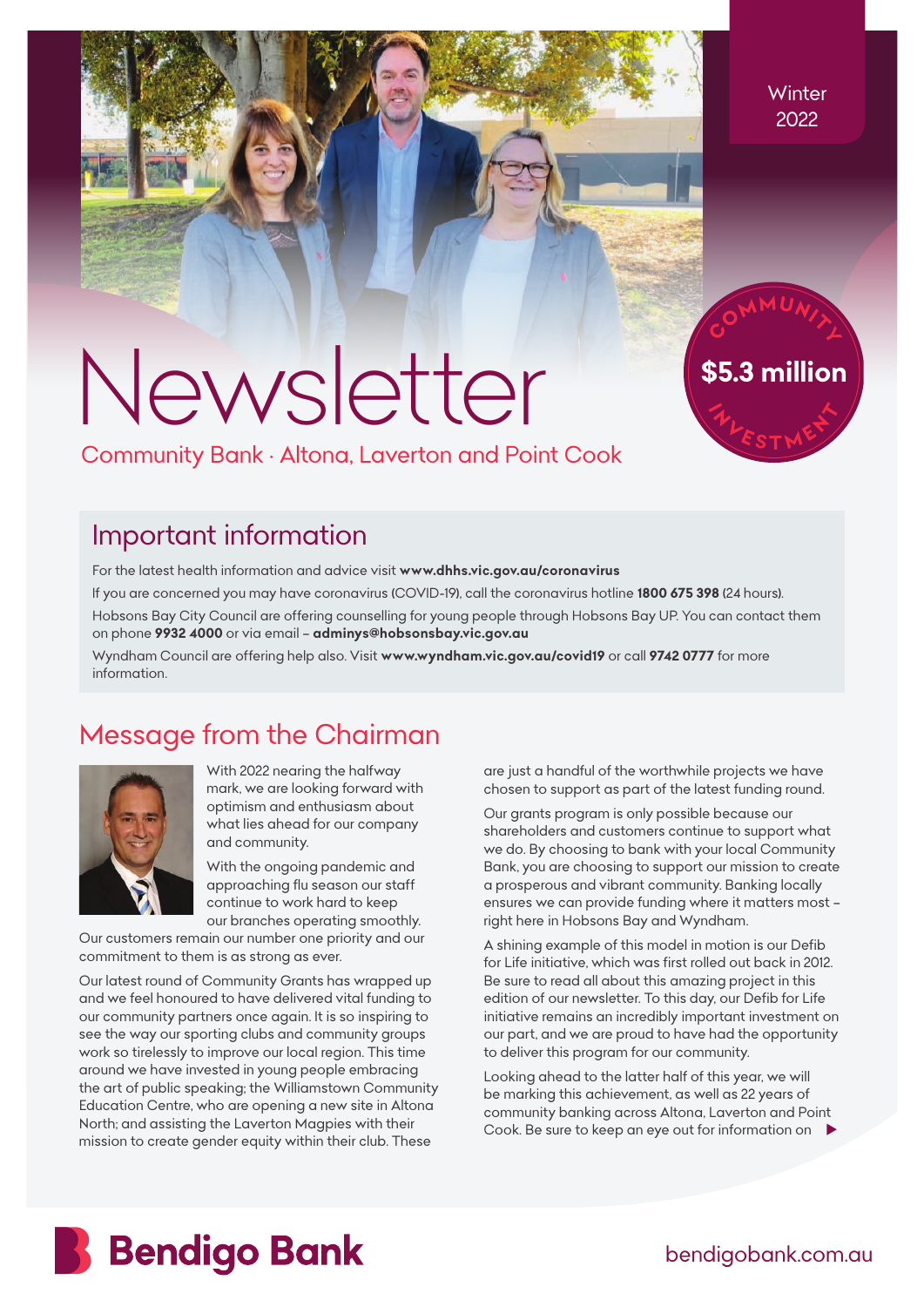Winter 2022

# Newsletter

Community Bank · Altona, Laverton and Point Cook

COMMUNITY **$5.3 million** INVESTMENT

## Important information

For the latest health information and advice visit **www.dhhs.vic.gov.au/coronavirus**

If you are concerned you may have coronavirus (COVID-19), call the coronavirus hotline **1800 675 398** (24 hours).

Hobsons Bay City Council are offering counselling for young people through Hobsons Bay UP. You can contact them on phone **9932 4000** or via email – **adminys@hobsonsbay.vic.gov.au**

Wyndham Council are offering help also. Visit **www.wyndham.vic.gov.au/covid19** or call **9742 0777** for more information.

## Message from the Chairman

With 2022 nearing the halfway mark, we are looking forward with optimism and enthusiasm about what lies ahead for our company and community.

With the ongoing pandemic and approaching flu season our staff continue to work hard to keep our branches operating smoothly. Our customers remain our number one priority and our commitment to them is as strong as ever.

Our latest round of Community Grants has wrapped up and we feel honoured to have delivered vital funding to our community partners once again. It is so inspiring to see the way our sporting clubs and community groups work so tirelessly to improve our local region. This time around we have invested in young people embracing the art of public speaking; the Williamstown Community Education Centre, who are opening a new site in Altona North; and assisting the Laverton Magpies with their mission to create gender equity within their club. These are just a handful of the worthwhile projects we have chosen to support as part of the latest funding round.

Our grants program is only possible because our shareholders and customers continue to support what we do. By choosing to bank with your local Community Bank, you are choosing to support our mission to create a prosperous and vibrant community. Banking locally ensures we can provide funding where it matters most – right here in Hobsons Bay and Wyndham.

A shining example of this model in motion is our Defib for Life initiative, which was first rolled out back in 2012. Be sure to read all about this amazing project in this edition of our newsletter. To this day, our Defib for Life initiative remains an incredibly important investment on our part, and we are proud to have had the opportunity to deliver this program for our community.

Looking ahead to the latter half of this year, we will be marking this achievement, as well as 22 years of community banking across Altona, Laverton and Point Cook. Be sure to keep an eye out for information on ▶

**Bendigo Bank**

bendigobank.com.au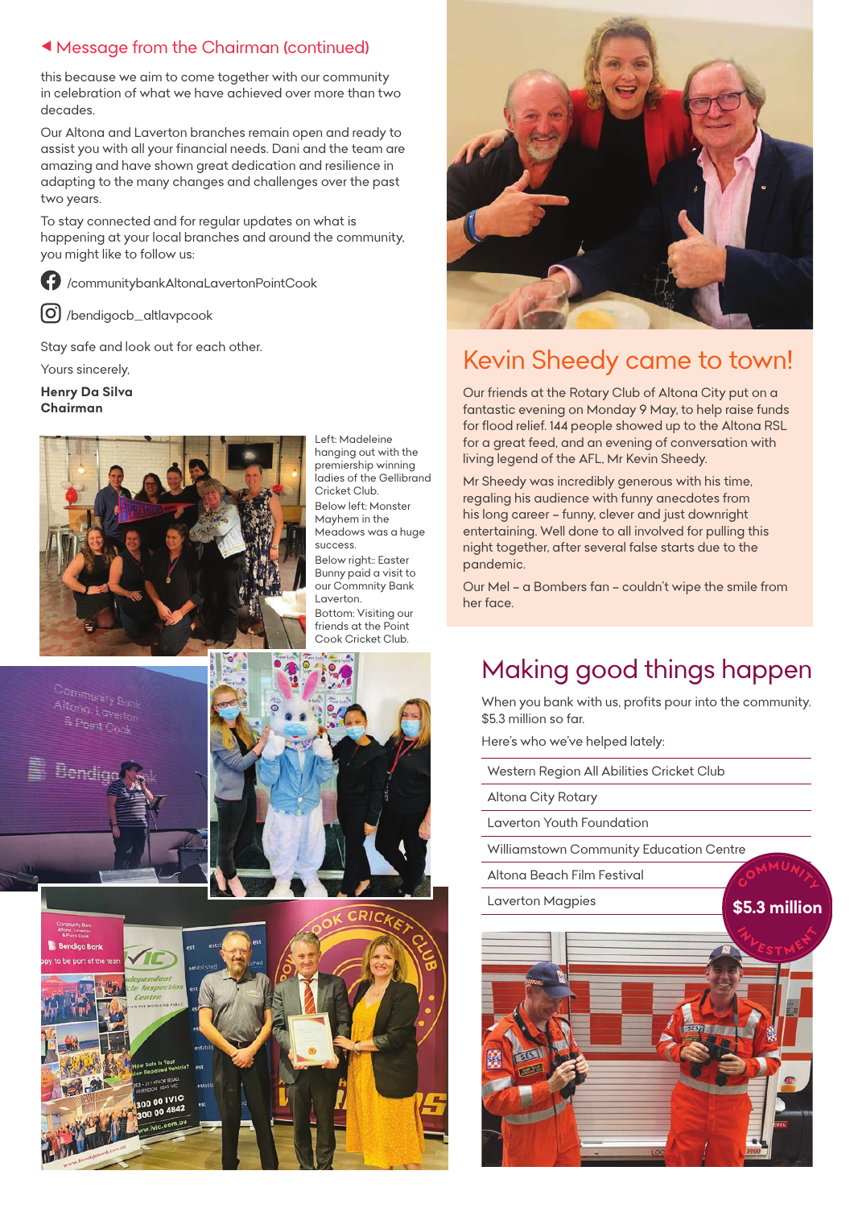## ◀ Message from the Chairman (continued)

this because we aim to come together with our community in celebration of what we have achieved over more than two decades.

Our Altona and Laverton branches remain open and ready to assist you with all your financial needs. Dani and the team are amazing and have shown great dedication and resilience in adapting to the many changes and challenges over the past two years.

To stay connected and for regular updates on what is happening at your local branches and around the community, you might like to follow us:

/communitybankAltonaLavertonPointCook

/bendigocb_altlavpcook

Stay safe and look out for each other.

Yours sincerely,

**Henry Da Silva**
**Chairman**

Left: Madeleine hanging out with the premiership winning ladies of the Gellibrand Cricket Club.

Below left: Monster Mayhem in the Meadows was a huge success.

Below right:: Easter Bunny paid a visit to our Commnity Bank Laverton.

Bottom: Visiting our friends at the Point Cook Cricket Club.

# Kevin Sheedy came to town!

Our friends at the Rotary Club of Altona City put on a fantastic evening on Monday 9 May, to help raise funds for flood relief. 144 people showed up to the Altona RSL for a great feed, and an evening of conversation with living legend of the AFL, Mr Kevin Sheedy.

Mr Sheedy was incredibly generous with his time, regaling his audience with funny anecdotes from his long career – funny, clever and just downright entertaining. Well done to all involved for pulling this night together, after several false starts due to the pandemic.

Our Mel – a Bombers fan – couldn't wipe the smile from her face.

# Making good things happen

When you bank with us, profits pour into the community. $5.3 million so far.

Here's who we've helped lately:

- Western Region All Abilities Cricket Club
- Altona City Rotary
- Laverton Youth Foundation
- Williamstown Community Education Centre
- Altona Beach Film Festival
- Laverton Magpies

COMMUNITY $5.3 million INVESTMENT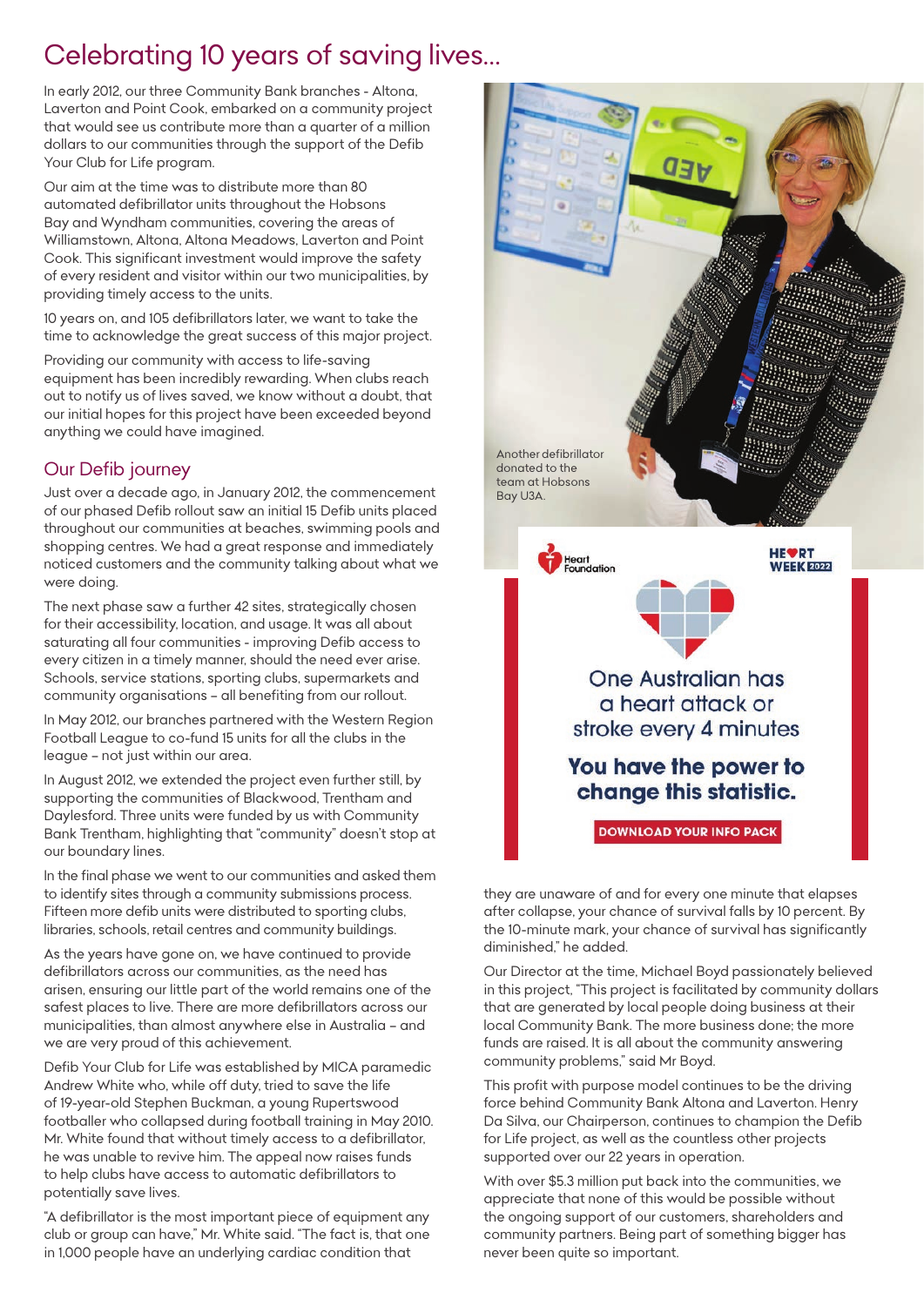# Celebrating 10 years of saving lives...

In early 2012, our three Community Bank branches - Altona, Laverton and Point Cook, embarked on a community project that would see us contribute more than a quarter of a million dollars to our communities through the support of the Defib Your Club for Life program.

Our aim at the time was to distribute more than 80 automated defibrillator units throughout the Hobsons Bay and Wyndham communities, covering the areas of Williamstown, Altona, Altona Meadows, Laverton and Point Cook. This significant investment would improve the safety of every resident and visitor within our two municipalities, by providing timely access to the units.

10 years on, and 105 defibrillators later, we want to take the time to acknowledge the great success of this major project.

Providing our community with access to life-saving equipment has been incredibly rewarding. When clubs reach out to notify us of lives saved, we know without a doubt, that our initial hopes for this project have been exceeded beyond anything we could have imagined.

## Our Defib journey

Just over a decade ago, in January 2012, the commencement of our phased Defib rollout saw an initial 15 Defib units placed throughout our communities at beaches, swimming pools and shopping centres. We had a great response and immediately noticed customers and the community talking about what we were doing.

The next phase saw a further 42 sites, strategically chosen for their accessibility, location, and usage. It was all about saturating all four communities - improving Defib access to every citizen in a timely manner, should the need ever arise. Schools, service stations, sporting clubs, supermarkets and community organisations – all benefiting from our rollout.

In May 2012, our branches partnered with the Western Region Football League to co-fund 15 units for all the clubs in the league – not just within our area.

In August 2012, we extended the project even further still, by supporting the communities of Blackwood, Trentham and Daylesford. Three units were funded by us with Community Bank Trentham, highlighting that "community" doesn't stop at our boundary lines.

In the final phase we went to our communities and asked them to identify sites through a community submissions process. Fifteen more defib units were distributed to sporting clubs, libraries, schools, retail centres and community buildings.

As the years have gone on, we have continued to provide defibrillators across our communities, as the need has arisen, ensuring our little part of the world remains one of the safest places to live. There are more defibrillators across our municipalities, than almost anywhere else in Australia – and we are very proud of this achievement.

Defib Your Club for Life was established by MICA paramedic Andrew White who, while off duty, tried to save the life of 19-year-old Stephen Buckman, a young Rupertswood footballer who collapsed during football training in May 2010. Mr. White found that without timely access to a defibrillator, he was unable to revive him. The appeal now raises funds to help clubs have access to automatic defibrillators to potentially save lives.

"A defibrillator is the most important piece of equipment any club or group can have," Mr. White said. "The fact is, that one in 1,000 people have an underlying cardiac condition that they are unaware of and for every one minute that elapses after collapse, your chance of survival falls by 10 percent. By the 10-minute mark, your chance of survival has significantly diminished," he added.

Another defibrillator donated to the team at Hobsons Bay U3A.

Heart Foundation | HEART WEEK 2022

One Australian has a heart attack or stroke every 4 minutes

**You have the power to change this statistic.**

**DOWNLOAD YOUR INFO PACK**

Our Director at the time, Michael Boyd passionately believed in this project, "This project is facilitated by community dollars that are generated by local people doing business at their local Community Bank. The more business done; the more funds are raised. It is all about the community answering community problems," said Mr Boyd.

This profit with purpose model continues to be the driving force behind Community Bank Altona and Laverton. Henry Da Silva, our Chairperson, continues to champion the Defib for Life project, as well as the countless other projects supported over our 22 years in operation.

With over $5.3 million put back into the communities, we appreciate that none of this would be possible without the ongoing support of our customers, shareholders and community partners. Being part of something bigger has never been quite so important.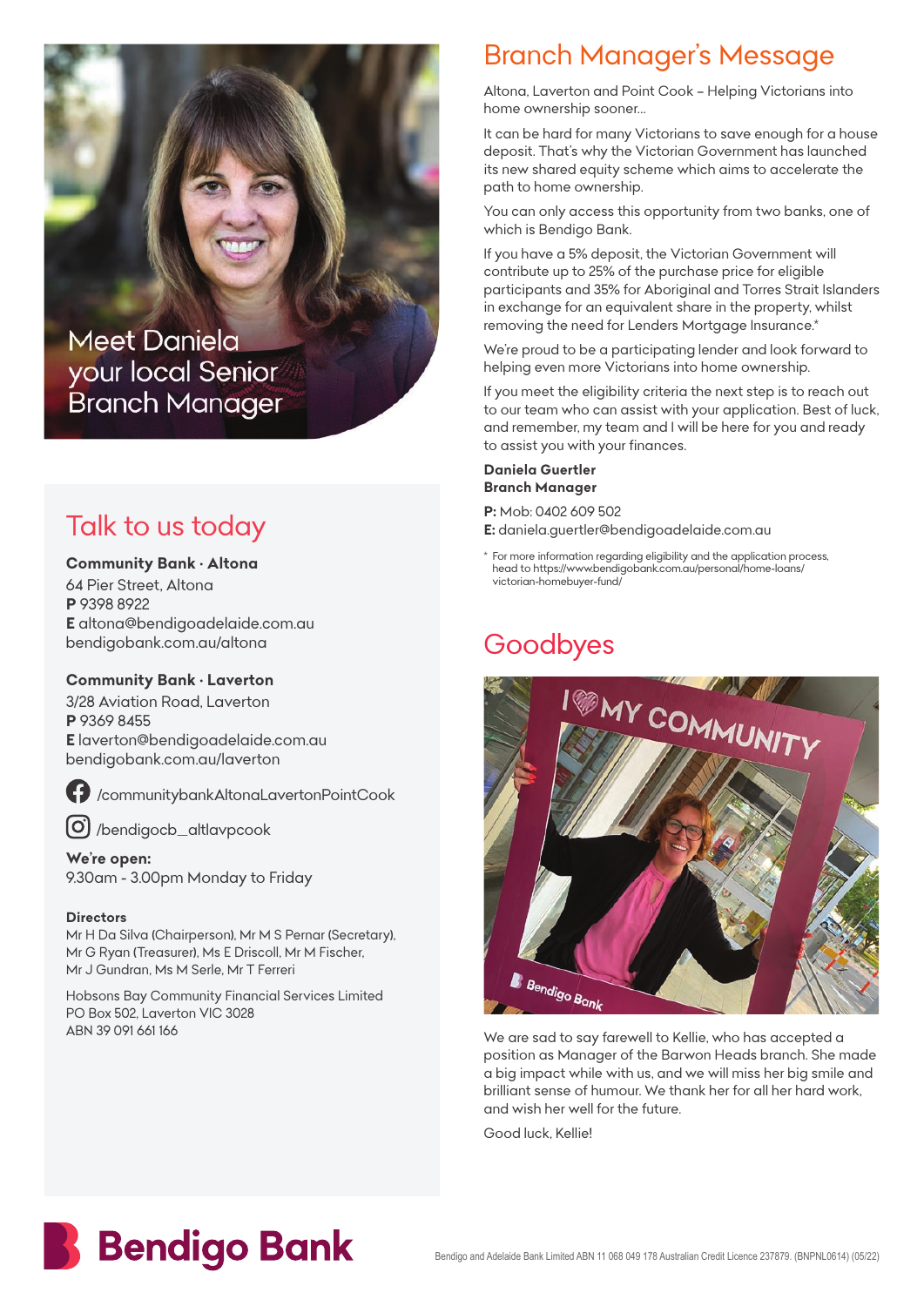Meet Daniela your local Senior Branch Manager

## Talk to us today

**Community Bank · Altona**
64 Pier Street, Altona
**P** 9398 8922
**E** altona@bendigoadelaide.com.au
bendigobank.com.au/altona

**Community Bank · Laverton**
3/28 Aviation Road, Laverton
**P** 9369 8455
**E** laverton@bendigoadelaide.com.au
bendigobank.com.au/laverton

/communitybankAltonaLavertonPointCook

/bendigocb_altlavpcook

**We're open:**
9.30am - 3.00pm Monday to Friday

**Directors**
Mr H Da Silva (Chairperson), Mr M S Pernar (Secretary), Mr G Ryan (Treasurer), Ms E Driscoll, Mr M Fischer, Mr J Gundran, Ms M Serle, Mr T Ferreri

Hobsons Bay Community Financial Services Limited
PO Box 502, Laverton VIC 3028
ABN 39 091 661 166

## Branch Manager's Message

Altona, Laverton and Point Cook – Helping Victorians into home ownership sooner...

It can be hard for many Victorians to save enough for a house deposit. That's why the Victorian Government has launched its new shared equity scheme which aims to accelerate the path to home ownership.

You can only access this opportunity from two banks, one of which is Bendigo Bank.

If you have a 5% deposit, the Victorian Government will contribute up to 25% of the purchase price for eligible participants and 35% for Aboriginal and Torres Strait Islanders in exchange for an equivalent share in the property, whilst removing the need for Lenders Mortgage Insurance.*

We're proud to be a participating lender and look forward to helping even more Victorians into home ownership.

If you meet the eligibility criteria the next step is to reach out to our team who can assist with your application. Best of luck, and remember, my team and I will be here for you and ready to assist you with your finances.

**Daniela Guertler**
**Branch Manager**

**P:** Mob: 0402 609 502
**E:** daniela.guertler@bendigoadelaide.com.au

\* For more information regarding eligibility and the application process, head to https://www.bendigobank.com.au/personal/home-loans/victorian-homebuyer-fund/

## Goodbyes

We are sad to say farewell to Kellie, who has accepted a position as Manager of the Barwon Heads branch. She made a big impact while with us, and we will miss her big smile and brilliant sense of humour. We thank her for all her hard work, and wish her well for the future.

Good luck, Kellie!

Bendigo Bank

Bendigo and Adelaide Bank Limited ABN 11 068 049 178 Australian Credit Licence 237879. (BNPNL0614) (05/22)